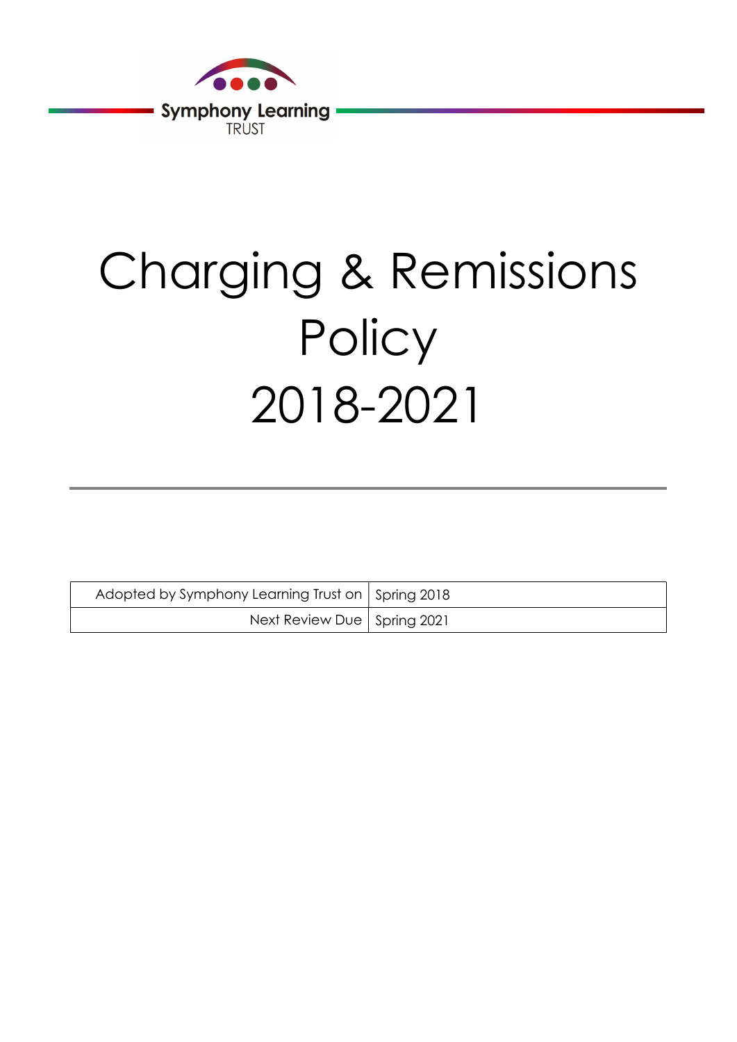Symphony Learning TRUST

# Charging & Remissions Policy 2018-2021

| Adopted by Symphony Learning Trust on | Spring 2018 |
|---|---|
| Next Review Due | Spring 2021 |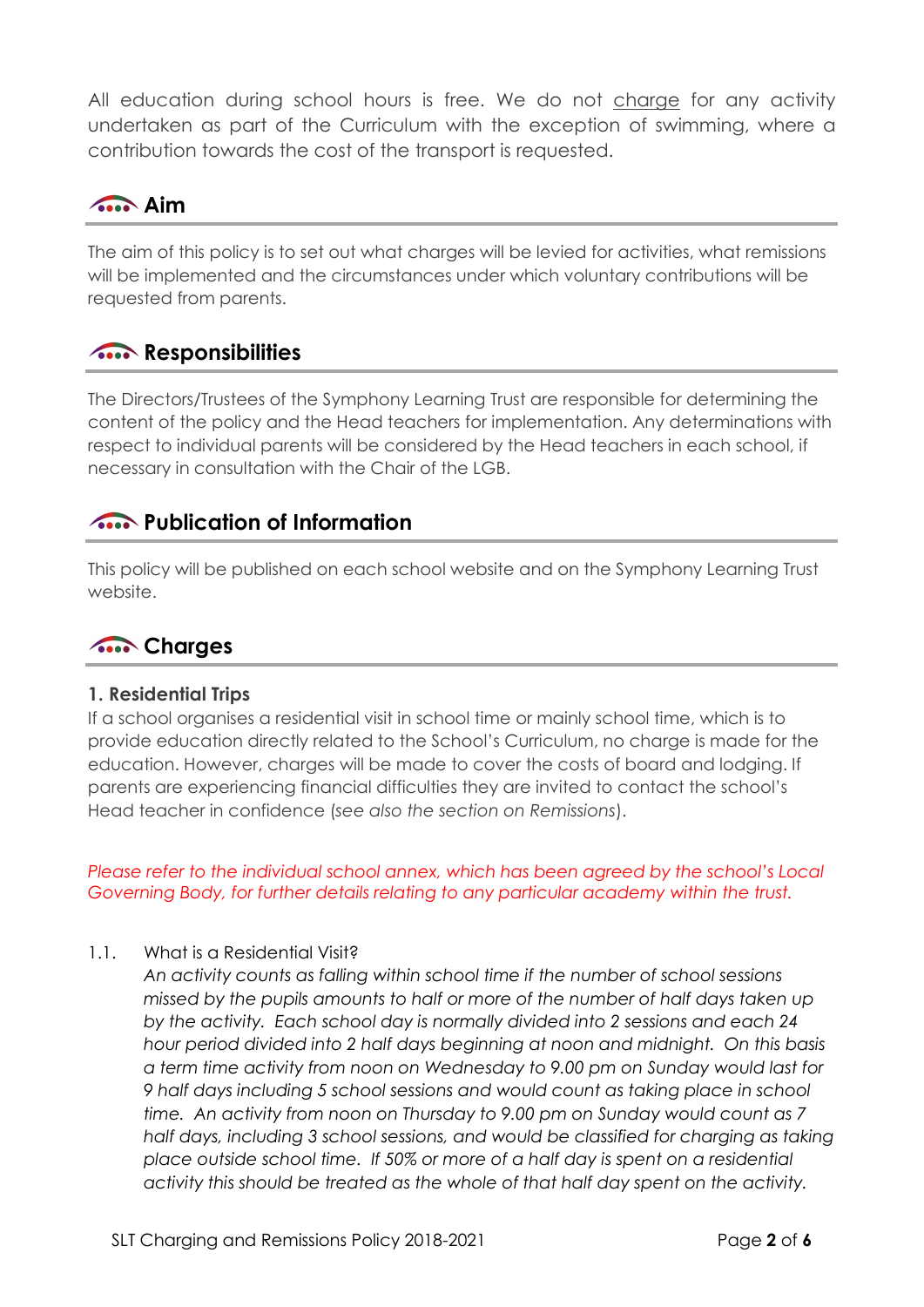All education during school hours is free. We do not charge for any activity undertaken as part of the Curriculum with the exception of swimming, where a contribution towards the cost of the transport is requested.

## Aim

The aim of this policy is to set out what charges will be levied for activities, what remissions will be implemented and the circumstances under which voluntary contributions will be requested from parents.

## Responsibilities

The Directors/Trustees of the Symphony Learning Trust are responsible for determining the content of the policy and the Head teachers for implementation. Any determinations with respect to individual parents will be considered by the Head teachers in each school, if necessary in consultation with the Chair of the LGB.

## Publication of Information

This policy will be published on each school website and on the Symphony Learning Trust website.

## Charges

### 1. Residential Trips

If a school organises a residential visit in school time or mainly school time, which is to provide education directly related to the School's Curriculum, no charge is made for the education. However, charges will be made to cover the costs of board and lodging. If parents are experiencing financial difficulties they are invited to contact the school's Head teacher in confidence (*see also the section on Remissions*).

*Please refer to the individual school annex, which has been agreed by the school's Local Governing Body, for further details relating to any particular academy within the trust.*

1.1. What is a Residential Visit?

*An activity counts as falling within school time if the number of school sessions missed by the pupils amounts to half or more of the number of half days taken up by the activity. Each school day is normally divided into 2 sessions and each 24 hour period divided into 2 half days beginning at noon and midnight. On this basis a term time activity from noon on Wednesday to 9.00 pm on Sunday would last for 9 half days including 5 school sessions and would count as taking place in school time. An activity from noon on Thursday to 9.00 pm on Sunday would count as 7 half days, including 3 school sessions, and would be classified for charging as taking place outside school time. If 50% or more of a half day is spent on a residential activity this should be treated as the whole of that half day spent on the activity.*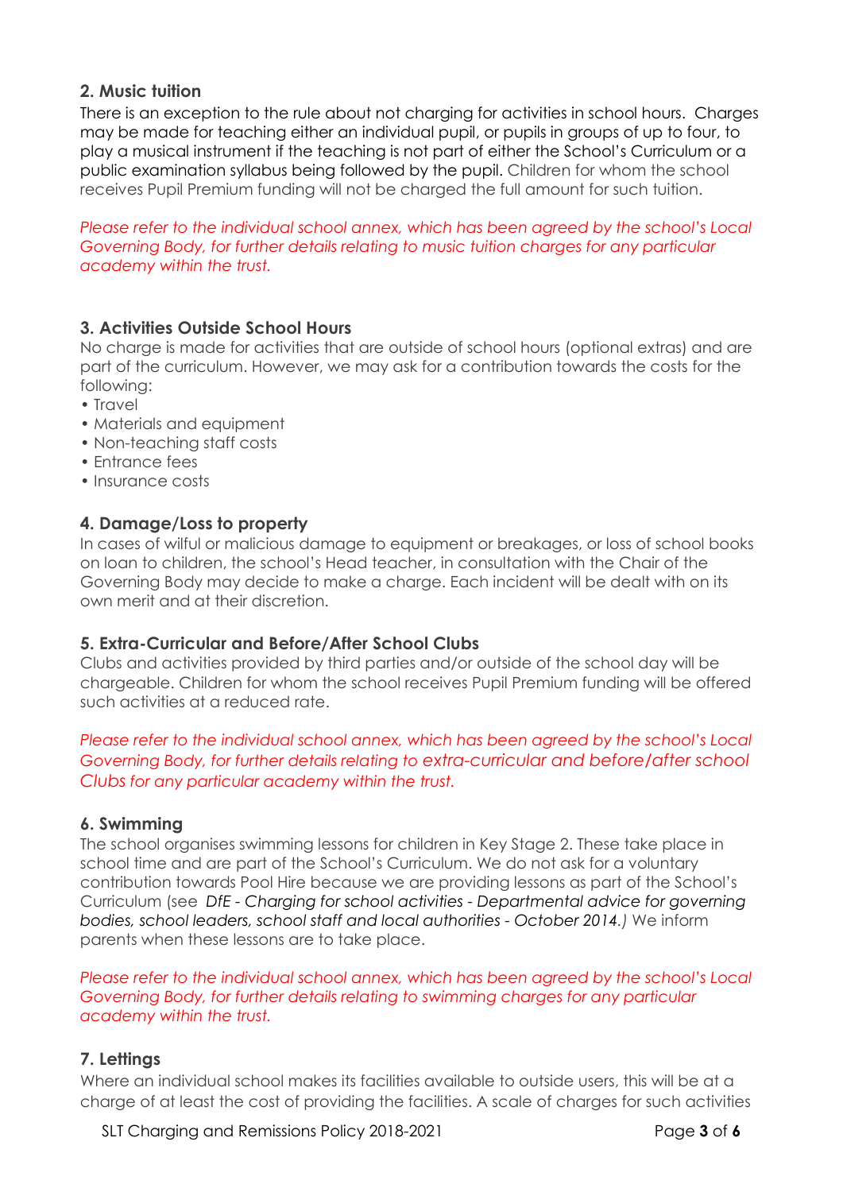## 2. Music tuition

There is an exception to the rule about not charging for activities in school hours. Charges may be made for teaching either an individual pupil, or pupils in groups of up to four, to play a musical instrument if the teaching is not part of either the School's Curriculum or a public examination syllabus being followed by the pupil. Children for whom the school receives Pupil Premium funding will not be charged the full amount for such tuition.

*Please refer to the individual school annex, which has been agreed by the school's Local Governing Body, for further details relating to music tuition charges for any particular academy within the trust.*

## 3. Activities Outside School Hours

No charge is made for activities that are outside of school hours (optional extras) and are part of the curriculum. However, we may ask for a contribution towards the costs for the following:

- Travel
- Materials and equipment
- Non-teaching staff costs
- Entrance fees
- Insurance costs

## 4. Damage/Loss to property

In cases of wilful or malicious damage to equipment or breakages, or loss of school books on loan to children, the school's Head teacher, in consultation with the Chair of the Governing Body may decide to make a charge. Each incident will be dealt with on its own merit and at their discretion.

## 5. Extra-Curricular and Before/After School Clubs

Clubs and activities provided by third parties and/or outside of the school day will be chargeable. Children for whom the school receives Pupil Premium funding will be offered such activities at a reduced rate.

*Please refer to the individual school annex, which has been agreed by the school's Local Governing Body, for further details relating to extra-curricular and before/after school Clubs for any particular academy within the trust.*

## 6. Swimming

The school organises swimming lessons for children in Key Stage 2. These take place in school time and are part of the School's Curriculum. We do not ask for a voluntary contribution towards Pool Hire because we are providing lessons as part of the School's Curriculum (see *DfE - Charging for school activities - Departmental advice for governing bodies, school leaders, school staff and local authorities - October 2014.)* We inform parents when these lessons are to take place.

*Please refer to the individual school annex, which has been agreed by the school's Local Governing Body, for further details relating to swimming charges for any particular academy within the trust.*

## 7. Lettings

Where an individual school makes its facilities available to outside users, this will be at a charge of at least the cost of providing the facilities. A scale of charges for such activities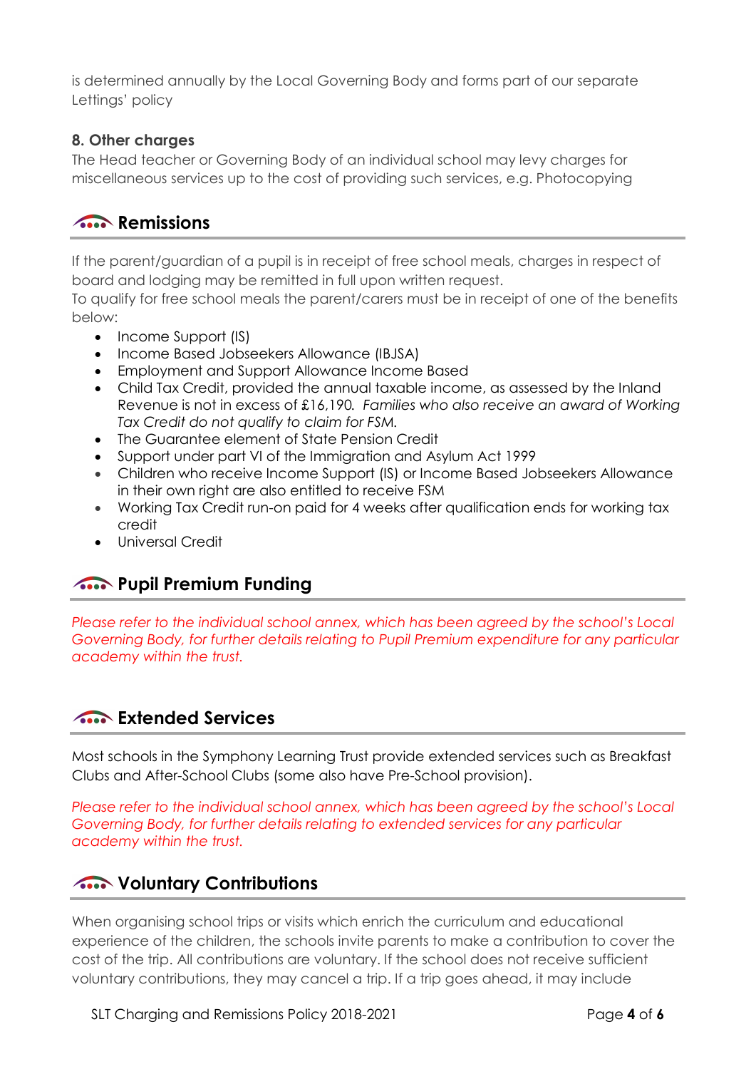is determined annually by the Local Governing Body and forms part of our separate Lettings' policy

### 8. Other charges

The Head teacher or Governing Body of an individual school may levy charges for miscellaneous services up to the cost of providing such services, e.g. Photocopying

## Remissions

If the parent/guardian of a pupil is in receipt of free school meals, charges in respect of board and lodging may be remitted in full upon written request.
To qualify for free school meals the parent/carers must be in receipt of one of the benefits below:

- Income Support (IS)
- Income Based Jobseekers Allowance (IBJSA)
- Employment and Support Allowance Income Based
- Child Tax Credit, provided the annual taxable income, as assessed by the Inland Revenue is not in excess of £16,190. *Families who also receive an award of Working Tax Credit do not qualify to claim for FSM.*
- The Guarantee element of State Pension Credit
- Support under part VI of the Immigration and Asylum Act 1999
- Children who receive Income Support (IS) or Income Based Jobseekers Allowance in their own right are also entitled to receive FSM
- Working Tax Credit run-on paid for 4 weeks after qualification ends for working tax credit
- Universal Credit

## Pupil Premium Funding

*Please refer to the individual school annex, which has been agreed by the school's Local Governing Body, for further details relating to Pupil Premium expenditure for any particular academy within the trust.*

## Extended Services

Most schools in the Symphony Learning Trust provide extended services such as Breakfast Clubs and After-School Clubs (some also have Pre-School provision).

*Please refer to the individual school annex, which has been agreed by the school's Local Governing Body, for further details relating to extended services for any particular academy within the trust.*

## Voluntary Contributions

When organising school trips or visits which enrich the curriculum and educational experience of the children, the schools invite parents to make a contribution to cover the cost of the trip. All contributions are voluntary. If the school does not receive sufficient voluntary contributions, they may cancel a trip. If a trip goes ahead, it may include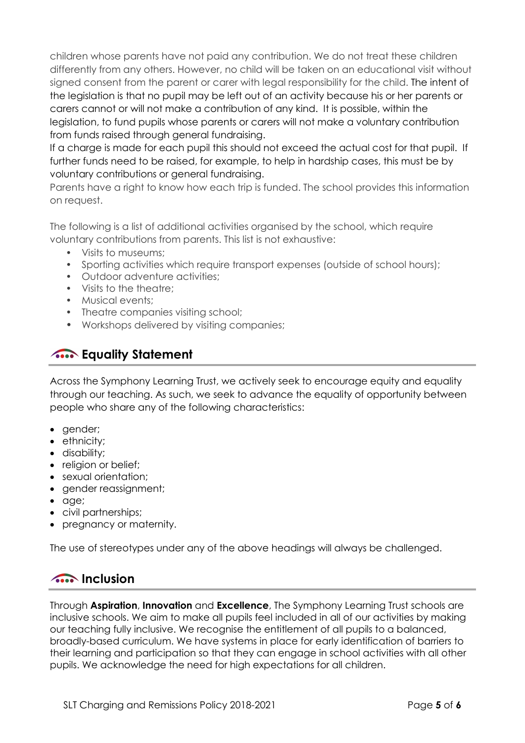children whose parents have not paid any contribution. We do not treat these children differently from any others. However, no child will be taken on an educational visit without signed consent from the parent or carer with legal responsibility for the child. The intent of the legislation is that no pupil may be left out of an activity because his or her parents or carers cannot or will not make a contribution of any kind. It is possible, within the legislation, to fund pupils whose parents or carers will not make a voluntary contribution from funds raised through general fundraising.

If a charge is made for each pupil this should not exceed the actual cost for that pupil. If further funds need to be raised, for example, to help in hardship cases, this must be by voluntary contributions or general fundraising.

Parents have a right to know how each trip is funded. The school provides this information on request.

The following is a list of additional activities organised by the school, which require voluntary contributions from parents. This list is not exhaustive:

- Visits to museums;
- Sporting activities which require transport expenses (outside of school hours);
- Outdoor adventure activities;
- Visits to the theatre;
- Musical events;
- Theatre companies visiting school;
- Workshops delivered by visiting companies;

## Equality Statement

Across the Symphony Learning Trust, we actively seek to encourage equity and equality through our teaching. As such, we seek to advance the equality of opportunity between people who share any of the following characteristics:

- gender;
- ethnicity;
- disability;
- religion or belief;
- sexual orientation;
- gender reassignment;
- age;
- civil partnerships;
- pregnancy or maternity.

The use of stereotypes under any of the above headings will always be challenged.

## Inclusion

Through **Aspiration**, **Innovation** and **Excellence**, The Symphony Learning Trust schools are inclusive schools. We aim to make all pupils feel included in all of our activities by making our teaching fully inclusive. We recognise the entitlement of all pupils to a balanced, broadly-based curriculum. We have systems in place for early identification of barriers to their learning and participation so that they can engage in school activities with all other pupils. We acknowledge the need for high expectations for all children.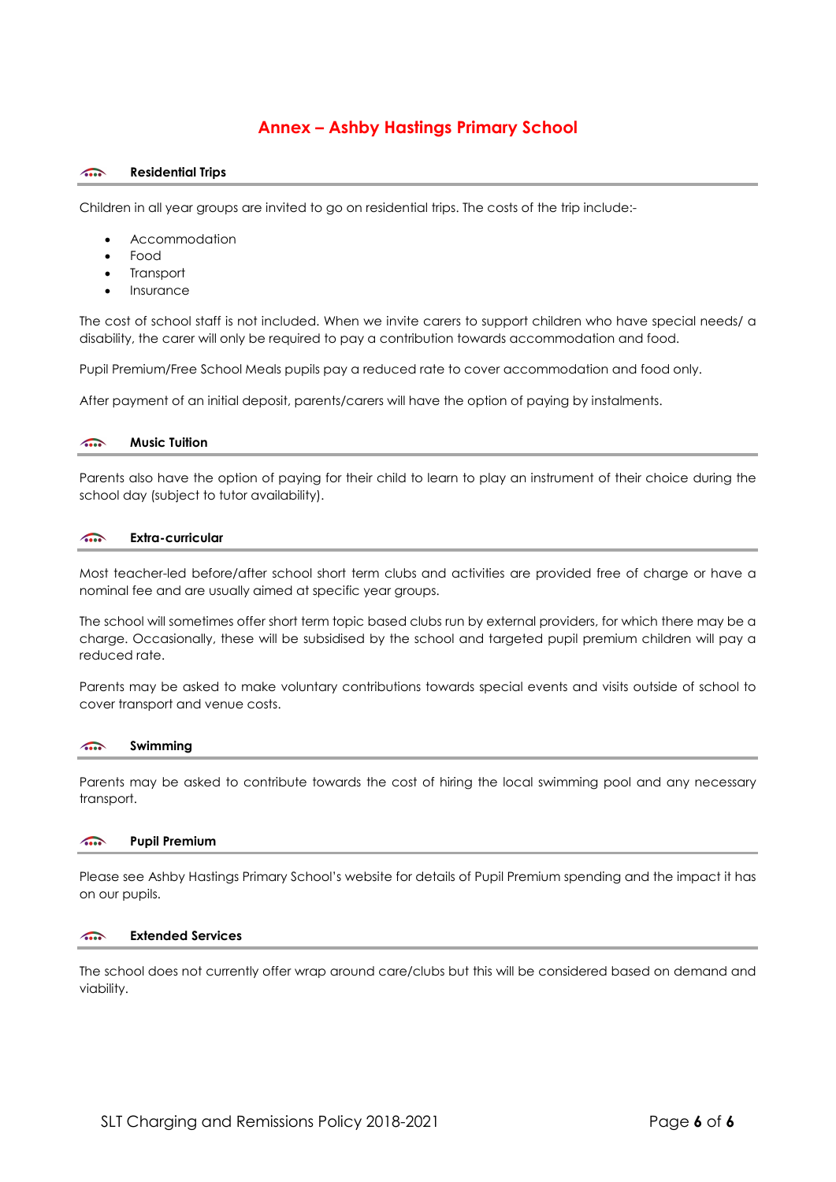# Annex – Ashby Hastings Primary School

## Residential Trips

Children in all year groups are invited to go on residential trips. The costs of the trip include:-

- Accommodation
- Food
- Transport
- Insurance

The cost of school staff is not included. When we invite carers to support children who have special needs/ a disability, the carer will only be required to pay a contribution towards accommodation and food.

Pupil Premium/Free School Meals pupils pay a reduced rate to cover accommodation and food only.

After payment of an initial deposit, parents/carers will have the option of paying by instalments.

## Music Tuition

Parents also have the option of paying for their child to learn to play an instrument of their choice during the school day (subject to tutor availability).

## Extra-curricular

Most teacher-led before/after school short term clubs and activities are provided free of charge or have a nominal fee and are usually aimed at specific year groups.

The school will sometimes offer short term topic based clubs run by external providers, for which there may be a charge. Occasionally, these will be subsidised by the school and targeted pupil premium children will pay a reduced rate.

Parents may be asked to make voluntary contributions towards special events and visits outside of school to cover transport and venue costs.

## Swimming

Parents may be asked to contribute towards the cost of hiring the local swimming pool and any necessary transport.

## Pupil Premium

Please see Ashby Hastings Primary School's website for details of Pupil Premium spending and the impact it has on our pupils.

## Extended Services

The school does not currently offer wrap around care/clubs but this will be considered based on demand and viability.